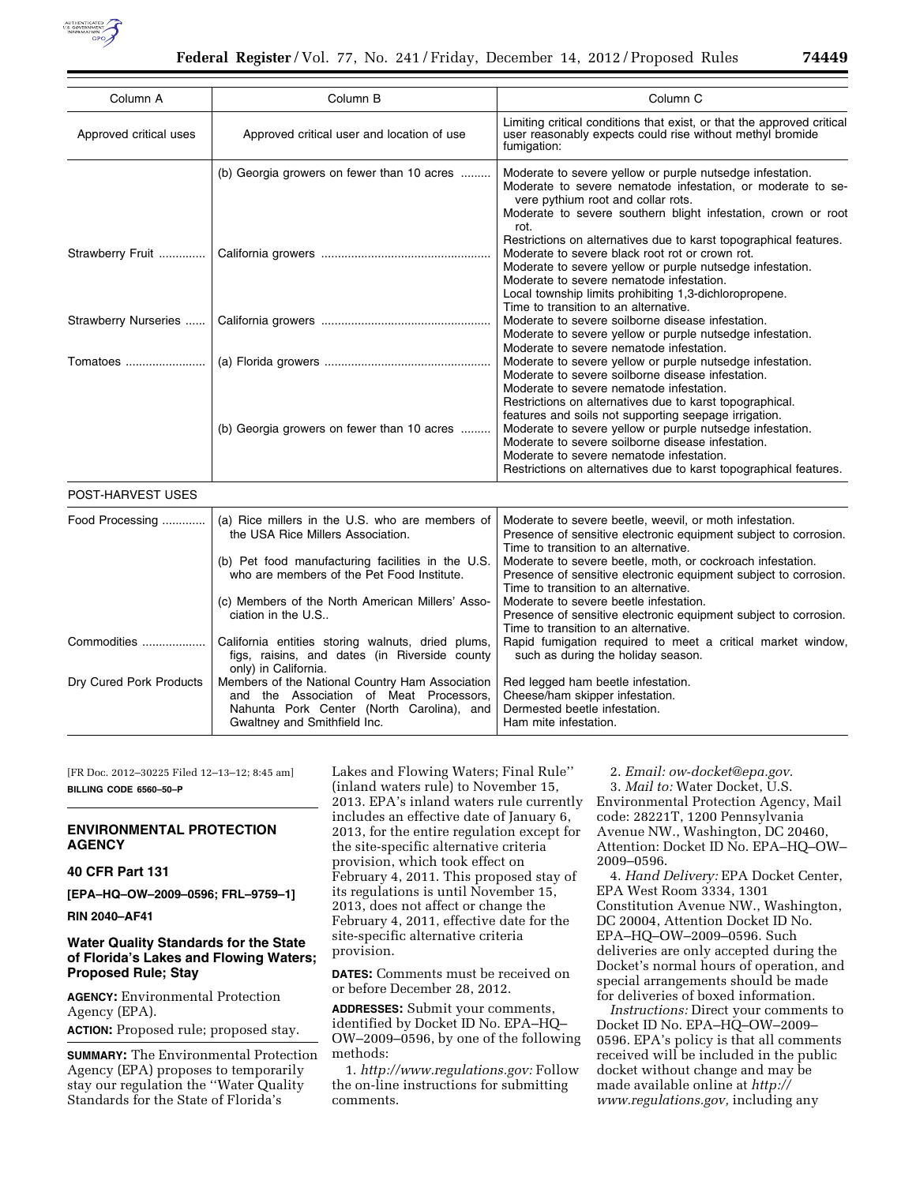| Column A | Column B | Column C |
|---|---|---|
| Approved critical uses | Approved critical user and location of use | Limiting critical conditions that exist, or that the approved critical user reasonably expects could rise without methyl bromide fumigation: |
| | (b) Georgia growers on fewer than 10 acres | Moderate to severe yellow or purple nutsedge infestation. Moderate to severe nematode infestation, or moderate to severe pythium root and collar rots. Moderate to severe southern blight infestation, crown or root rot. Restrictions on alternatives due to karst topographical features. |
| Strawberry Fruit | California growers | Moderate to severe black root rot or crown rot. Moderate to severe yellow or purple nutsedge infestation. Moderate to severe nematode infestation. Local township limits prohibiting 1,3-dichloropropene. Time to transition to an alternative. |
| Strawberry Nurseries | California growers | Moderate to severe soilborne disease infestation. Moderate to severe yellow or purple nutsedge infestation. Moderate to severe nematode infestation. |
| Tomatoes | (a) Florida growers | Moderate to severe yellow or purple nutsedge infestation. Moderate to severe soilborne disease infestation. Moderate to severe nematode infestation. Restrictions on alternatives due to karst topographical. features and soils not supporting seepage irrigation. |
| | (b) Georgia growers on fewer than 10 acres | Moderate to severe yellow or purple nutsedge infestation. Moderate to severe soilborne disease infestation. Moderate to severe nematode infestation. Restrictions on alternatives due to karst topographical features. |
| POST-HARVEST USES | | |
| Food Processing | (a) Rice millers in the U.S. who are members of the USA Rice Millers Association. | Moderate to severe beetle, weevil, or moth infestation. Presence of sensitive electronic equipment subject to corrosion. Time to transition to an alternative. |
| | (b) Pet food manufacturing facilities in the U.S. who are members of the Pet Food Institute. | Moderate to severe beetle, moth, or cockroach infestation. Presence of sensitive electronic equipment subject to corrosion. Time to transition to an alternative. |
| | (c) Members of the North American Millers' Association in the U.S.. | Moderate to severe beetle infestation. Presence of sensitive electronic equipment subject to corrosion. Time to transition to an alternative. |
| Commodities | California entities storing walnuts, dried plums, figs, raisins, and dates (in Riverside county only) in California. | Rapid fumigation required to meet a critical market window, such as during the holiday season. |
| Dry Cured Pork Products | Members of the National Country Ham Association and the Association of Meat Processors, Nahunta Pork Center (North Carolina), and Gwaltney and Smithfield Inc. | Red legged ham beetle infestation. Cheese/ham skipper infestation. Dermested beetle infestation. Ham mite infestation. |

[FR Doc. 2012–30225 Filed 12–13–12; 8:45 am]

**BILLING CODE 6560–50–P**

## ENVIRONMENTAL PROTECTION AGENCY

### 40 CFR Part 131

**[EPA–HQ–OW–2009–0596; FRL–9759–1]**

**RIN 2040–AF41**

### Water Quality Standards for the State of Florida's Lakes and Flowing Waters; Proposed Rule; Stay

**AGENCY:** Environmental Protection Agency (EPA).

**ACTION:** Proposed rule; proposed stay.

**SUMMARY:** The Environmental Protection Agency (EPA) proposes to temporarily stay our regulation the ''Water Quality Standards for the State of Florida's Lakes and Flowing Waters; Final Rule'' (inland waters rule) to November 15, 2013. EPA's inland waters rule currently includes an effective date of January 6, 2013, for the entire regulation except for the site-specific alternative criteria provision, which took effect on February 4, 2011. This proposed stay of its regulations is until November 15, 2013, does not affect or change the February 4, 2011, effective date for the site-specific alternative criteria provision.

**DATES:** Comments must be received on or before December 28, 2012.

**ADDRESSES:** Submit your comments, identified by Docket ID No. EPA–HQ–OW–2009–0596, by one of the following methods:

1. *http://www.regulations.gov:* Follow the on-line instructions for submitting comments.

2. *Email: ow-docket@epa.gov.*

3. *Mail to:* Water Docket, U.S. Environmental Protection Agency, Mail code: 28221T, 1200 Pennsylvania Avenue NW., Washington, DC 20460, Attention: Docket ID No. EPA–HQ–OW–2009–0596.

4. *Hand Delivery:* EPA Docket Center, EPA West Room 3334, 1301 Constitution Avenue NW., Washington, DC 20004, Attention Docket ID No. EPA–HQ–OW–2009–0596. Such deliveries are only accepted during the Docket's normal hours of operation, and special arrangements should be made for deliveries of boxed information.

*Instructions:* Direct your comments to Docket ID No. EPA–HQ–OW–2009–0596. EPA's policy is that all comments received will be included in the public docket without change and may be made available online at *http://www.regulations.gov,* including any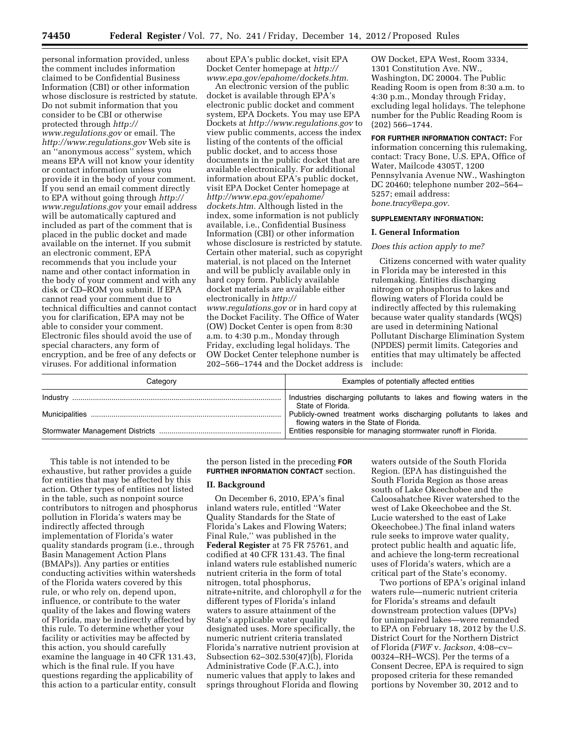personal information provided, unless the comment includes information claimed to be Confidential Business Information (CBI) or other information whose disclosure is restricted by statute. Do not submit information that you consider to be CBI or otherwise protected through *http://www.regulations.gov* or email. The *http://www.regulations.gov* Web site is an ''anonymous access'' system, which means EPA will not know your identity or contact information unless you provide it in the body of your comment. If you send an email comment directly to EPA without going through *http://www.regulations.gov* your email address will be automatically captured and included as part of the comment that is placed in the public docket and made available on the internet. If you submit an electronic comment, EPA recommends that you include your name and other contact information in the body of your comment and with any disk or CD–ROM you submit. If EPA cannot read your comment due to technical difficulties and cannot contact you for clarification, EPA may not be able to consider your comment. Electronic files should avoid the use of special characters, any form of encryption, and be free of any defects or viruses. For additional information about EPA's public docket, visit EPA Docket Center homepage at *http://www.epa.gov/epahome/dockets.htm.*

An electronic version of the public docket is available through EPA's electronic public docket and comment system, EPA Dockets. You may use EPA Dockets at *http://www.regulations.gov* to view public comments, access the index listing of the contents of the official public docket, and to access those documents in the public docket that are available electronically. For additional information about EPA's public docket, visit EPA Docket Center homepage at *http://www.epa.gov/epahome/dockets.htm.* Although listed in the index, some information is not publicly available, i.e., Confidential Business Information (CBI) or other information whose disclosure is restricted by statute. Certain other material, such as copyright material, is not placed on the Internet and will be publicly available only in hard copy form. Publicly available docket materials are available either electronically in *http://www.regulations.gov* or in hard copy at the Docket Facility. The Office of Water (OW) Docket Center is open from 8:30 a.m. to 4:30 p.m., Monday through Friday, excluding legal holidays. The OW Docket Center telephone number is 202–566–1744 and the Docket address is OW Docket, EPA West, Room 3334, 1301 Constitution Ave. NW., Washington, DC 20004. The Public Reading Room is open from 8:30 a.m. to 4:30 p.m., Monday through Friday, excluding legal holidays. The telephone number for the Public Reading Room is (202) 566–1744.

**FOR FURTHER INFORMATION CONTACT:** For information concerning this rulemaking, contact: Tracy Bone, U.S. EPA, Office of Water, Mailcode 4305T, 1200 Pennsylvania Avenue NW., Washington DC 20460; telephone number 202–564–5257; email address: *bone.tracy@epa.gov.*

**SUPPLEMENTARY INFORMATION:**

## I. General Information

*Does this action apply to me?*

Citizens concerned with water quality in Florida may be interested in this rulemaking. Entities discharging nitrogen or phosphorus to lakes and flowing waters of Florida could be indirectly affected by this rulemaking because water quality standards (WQS) are used in determining National Pollutant Discharge Elimination System (NPDES) permit limits. Categories and entities that may ultimately be affected include:

| Category | Examples of potentially affected entities |
|---|---|
| Industry | Industries discharging pollutants to lakes and flowing waters in the State of Florida. |
| Municipalities | Publicly-owned treatment works discharging pollutants to lakes and flowing waters in the State of Florida. |
| Stormwater Management Districts | Entities responsible for managing stormwater runoff in Florida. |

This table is not intended to be exhaustive, but rather provides a guide for entities that may be affected by this action. Other types of entities not listed in the table, such as nonpoint source contributors to nitrogen and phosphorus pollution in Florida's waters may be indirectly affected through implementation of Florida's water quality standards program (i.e., through Basin Management Action Plans (BMAPs)). Any parties or entities conducting activities within watersheds of the Florida waters covered by this rule, or who rely on, depend upon, influence, or contribute to the water quality of the lakes and flowing waters of Florida, may be indirectly affected by this rule. To determine whether your facility or activities may be affected by this action, you should carefully examine the language in 40 CFR 131.43, which is the final rule. If you have questions regarding the applicability of this action to a particular entity, consult the person listed in the preceding **FOR FURTHER INFORMATION CONTACT** section.

## II. Background

On December 6, 2010, EPA's final inland waters rule, entitled ''Water Quality Standards for the State of Florida's Lakes and Flowing Waters; Final Rule,'' was published in the **Federal Register** at 75 FR 75761, and codified at 40 CFR 131.43. The final inland waters rule established numeric nutrient criteria in the form of total nitrogen, total phosphorus, nitrate+nitrite, and chlorophyll *a* for the different types of Florida's inland waters to assure attainment of the State's applicable water quality designated uses. More specifically, the numeric nutrient criteria translated Florida's narrative nutrient provision at Subsection 62–302.530(47)(b), Florida Administrative Code (F.A.C.), into numeric values that apply to lakes and springs throughout Florida and flowing waters outside of the South Florida Region. (EPA has distinguished the South Florida Region as those areas south of Lake Okeechobee and the Caloosahatchee River watershed to the west of Lake Okeechobee and the St. Lucie watershed to the east of Lake Okeechobee.) The final inland waters rule seeks to improve water quality, protect public health and aquatic life, and achieve the long-term recreational uses of Florida's waters, which are a critical part of the State's economy.

Two portions of EPA's original inland waters rule—numeric nutrient criteria for Florida's streams and default downstream protection values (DPVs) for unimpaired lakes—were remanded to EPA on February 18, 2012 by the U.S. District Court for the Northern District of Florida (*FWF* v. *Jackson,* 4:08–cv–00324–RH–WCS). Per the terms of a Consent Decree, EPA is required to sign proposed criteria for these remanded portions by November 30, 2012 and to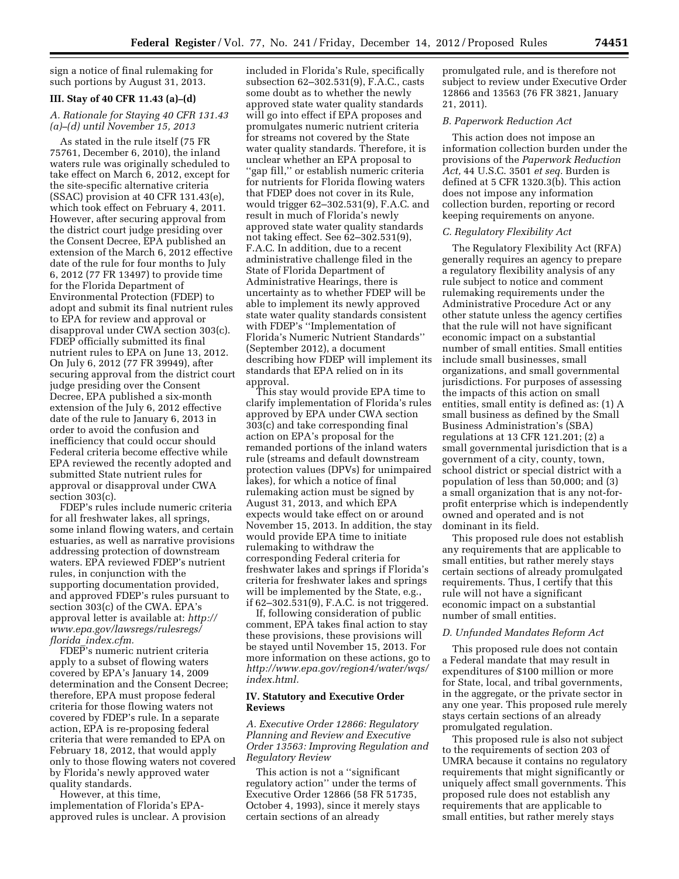sign a notice of final rulemaking for such portions by August 31, 2013.

### III. Stay of 40 CFR 11.43 (a)–(d)

#### A. Rationale for Staying 40 CFR 131.43 (a)–(d) until November 15, 2013

As stated in the rule itself (75 FR 75761, December 6, 2010), the inland waters rule was originally scheduled to take effect on March 6, 2012, except for the site-specific alternative criteria (SSAC) provision at 40 CFR 131.43(e), which took effect on February 4, 2011. However, after securing approval from the district court judge presiding over the Consent Decree, EPA published an extension of the March 6, 2012 effective date of the rule for four months to July 6, 2012 (77 FR 13497) to provide time for the Florida Department of Environmental Protection (FDEP) to adopt and submit its final nutrient rules to EPA for review and approval or disapproval under CWA section 303(c). FDEP officially submitted its final nutrient rules to EPA on June 13, 2012. On July 6, 2012 (77 FR 39949), after securing approval from the district court judge presiding over the Consent Decree, EPA published a six-month extension of the July 6, 2012 effective date of the rule to January 6, 2013 in order to avoid the confusion and inefficiency that could occur should Federal criteria become effective while EPA reviewed the recently adopted and submitted State nutrient rules for approval or disapproval under CWA section 303(c).

FDEP's rules include numeric criteria for all freshwater lakes, all springs, some inland flowing waters, and certain estuaries, as well as narrative provisions addressing protection of downstream waters. EPA reviewed FDEP's nutrient rules, in conjunction with the supporting documentation provided, and approved FDEP's rules pursuant to section 303(c) of the CWA. EPA's approval letter is available at: *http://www.epa.gov/lawsregs/rulesregs/florida_index.cfm.*

FDEP's numeric nutrient criteria apply to a subset of flowing waters covered by EPA's January 14, 2009 determination and the Consent Decree; therefore, EPA must propose federal criteria for those flowing waters not covered by FDEP's rule. In a separate action, EPA is re-proposing federal criteria that were remanded to EPA on February 18, 2012, that would apply only to those flowing waters not covered by Florida's newly approved water quality standards.

However, at this time, implementation of Florida's EPA-approved rules is unclear. A provision included in Florida's Rule, specifically subsection 62–302.531(9), F.A.C., casts some doubt as to whether the newly approved state water quality standards will go into effect if EPA proposes and promulgates numeric nutrient criteria for streams not covered by the State water quality standards. Therefore, it is unclear whether an EPA proposal to "gap fill," or establish numeric criteria for nutrients for Florida flowing waters that FDEP does not cover in its Rule, would trigger 62–302.531(9), F.A.C. and result in much of Florida's newly approved state water quality standards not taking effect. See 62–302.531(9), F.A.C. In addition, due to a recent administrative challenge filed in the State of Florida Department of Administrative Hearings, there is uncertainty as to whether FDEP will be able to implement its newly approved state water quality standards consistent with FDEP's "Implementation of Florida's Numeric Nutrient Standards" (September 2012), a document describing how FDEP will implement its standards that EPA relied on in its approval.

This stay would provide EPA time to clarify implementation of Florida's rules approved by EPA under CWA section 303(c) and take corresponding final action on EPA's proposal for the remanded portions of the inland waters rule (streams and default downstream protection values (DPVs) for unimpaired lakes), for which a notice of final rulemaking action must be signed by August 31, 2013, and which EPA expects would take effect on or around November 15, 2013. In addition, the stay would provide EPA time to initiate rulemaking to withdraw the corresponding Federal criteria for freshwater lakes and springs if Florida's criteria for freshwater lakes and springs will be implemented by the State, e.g., if 62–302.531(9), F.A.C. is not triggered.

If, following consideration of public comment, EPA takes final action to stay these provisions, these provisions will be stayed until November 15, 2013. For more information on these actions, go to *http://www.epa.gov/region4/water/wqs/index.html.*

### IV. Statutory and Executive Order Reviews

#### A. Executive Order 12866: Regulatory Planning and Review and Executive Order 13563: Improving Regulation and Regulatory Review

This action is not a "significant regulatory action" under the terms of Executive Order 12866 (58 FR 51735, October 4, 1993), since it merely stays certain sections of an already promulgated rule, and is therefore not subject to review under Executive Order 12866 and 13563 (76 FR 3821, January 21, 2011).

#### B. Paperwork Reduction Act

This action does not impose an information collection burden under the provisions of the *Paperwork Reduction Act,* 44 U.S.C. 3501 *et seq.* Burden is defined at 5 CFR 1320.3(b). This action does not impose any information collection burden, reporting or record keeping requirements on anyone.

#### C. Regulatory Flexibility Act

The Regulatory Flexibility Act (RFA) generally requires an agency to prepare a regulatory flexibility analysis of any rule subject to notice and comment rulemaking requirements under the Administrative Procedure Act or any other statute unless the agency certifies that the rule will not have significant economic impact on a substantial number of small entities. Small entities include small businesses, small organizations, and small governmental jurisdictions. For purposes of assessing the impacts of this action on small entities, small entity is defined as: (1) A small business as defined by the Small Business Administration's (SBA) regulations at 13 CFR 121.201; (2) a small governmental jurisdiction that is a government of a city, county, town, school district or special district with a population of less than 50,000; and (3) a small organization that is any not-for-profit enterprise which is independently owned and operated and is not dominant in its field.

This proposed rule does not establish any requirements that are applicable to small entities, but rather merely stays certain sections of already promulgated requirements. Thus, I certify that this rule will not have a significant economic impact on a substantial number of small entities.

#### D. Unfunded Mandates Reform Act

This proposed rule does not contain a Federal mandate that may result in expenditures of $100 million or more for State, local, and tribal governments, in the aggregate, or the private sector in any one year. This proposed rule merely stays certain sections of an already promulgated regulation.

This proposed rule is also not subject to the requirements of section 203 of UMRA because it contains no regulatory requirements that might significantly or uniquely affect small governments. This proposed rule does not establish any requirements that are applicable to small entities, but rather merely stays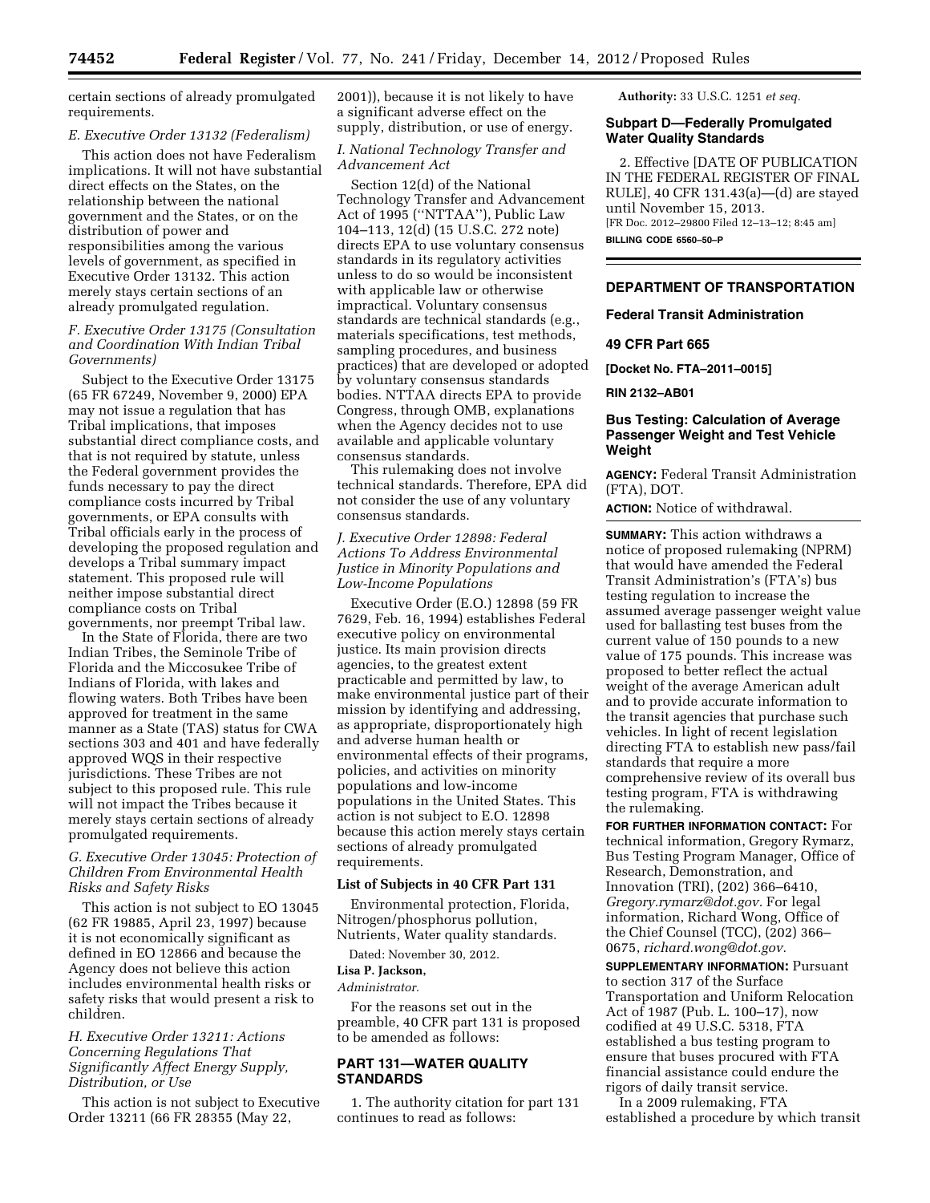certain sections of already promulgated requirements.

*E. Executive Order 13132 (Federalism)*

This action does not have Federalism implications. It will not have substantial direct effects on the States, on the relationship between the national government and the States, or on the distribution of power and responsibilities among the various levels of government, as specified in Executive Order 13132. This action merely stays certain sections of an already promulgated regulation.

*F. Executive Order 13175 (Consultation and Coordination With Indian Tribal Governments)*

Subject to the Executive Order 13175 (65 FR 67249, November 9, 2000) EPA may not issue a regulation that has Tribal implications, that imposes substantial direct compliance costs, and that is not required by statute, unless the Federal government provides the funds necessary to pay the direct compliance costs incurred by Tribal governments, or EPA consults with Tribal officials early in the process of developing the proposed regulation and develops a Tribal summary impact statement. This proposed rule will neither impose substantial direct compliance costs on Tribal governments, nor preempt Tribal law.

In the State of Florida, there are two Indian Tribes, the Seminole Tribe of Florida and the Miccosukee Tribe of Indians of Florida, with lakes and flowing waters. Both Tribes have been approved for treatment in the same manner as a State (TAS) status for CWA sections 303 and 401 and have federally approved WQS in their respective jurisdictions. These Tribes are not subject to this proposed rule. This rule will not impact the Tribes because it merely stays certain sections of already promulgated requirements.

*G. Executive Order 13045: Protection of Children From Environmental Health Risks and Safety Risks*

This action is not subject to EO 13045 (62 FR 19885, April 23, 1997) because it is not economically significant as defined in EO 12866 and because the Agency does not believe this action includes environmental health risks or safety risks that would present a risk to children.

*H. Executive Order 13211: Actions Concerning Regulations That Significantly Affect Energy Supply, Distribution, or Use*

This action is not subject to Executive Order 13211 (66 FR 28355 (May 22, 2001)), because it is not likely to have a significant adverse effect on the supply, distribution, or use of energy.

*I. National Technology Transfer and Advancement Act*

Section 12(d) of the National Technology Transfer and Advancement Act of 1995 (''NTTAA''), Public Law 104–113, 12(d) (15 U.S.C. 272 note) directs EPA to use voluntary consensus standards in its regulatory activities unless to do so would be inconsistent with applicable law or otherwise impractical. Voluntary consensus standards are technical standards (e.g., materials specifications, test methods, sampling procedures, and business practices) that are developed or adopted by voluntary consensus standards bodies. NTTAA directs EPA to provide Congress, through OMB, explanations when the Agency decides not to use available and applicable voluntary consensus standards.

This rulemaking does not involve technical standards. Therefore, EPA did not consider the use of any voluntary consensus standards.

*J. Executive Order 12898: Federal Actions To Address Environmental Justice in Minority Populations and Low-Income Populations*

Executive Order (E.O.) 12898 (59 FR 7629, Feb. 16, 1994) establishes Federal executive policy on environmental justice. Its main provision directs agencies, to the greatest extent practicable and permitted by law, to make environmental justice part of their mission by identifying and addressing, as appropriate, disproportionately high and adverse human health or environmental effects of their programs, policies, and activities on minority populations and low-income populations in the United States. This action is not subject to E.O. 12898 because this action merely stays certain sections of already promulgated requirements.

**List of Subjects in 40 CFR Part 131**

Environmental protection, Florida, Nitrogen/phosphorus pollution, Nutrients, Water quality standards.

Dated: November 30, 2012.

**Lisa P. Jackson,**

*Administrator.*

For the reasons set out in the preamble, 40 CFR part 131 is proposed to be amended as follows:

## PART 131—WATER QUALITY STANDARDS

1. The authority citation for part 131 continues to read as follows:

**Authority:** 33 U.S.C. 1251 *et seq.*

### Subpart D—Federally Promulgated Water Quality Standards

2. Effective [DATE OF PUBLICATION IN THE FEDERAL REGISTER OF FINAL RULE], 40 CFR 131.43(a)—(d) are stayed until November 15, 2013.

[FR Doc. 2012–29800 Filed 12–13–12; 8:45 am]

**BILLING CODE 6560–50–P**

---

## DEPARTMENT OF TRANSPORTATION

### Federal Transit Administration

### 49 CFR Part 665

**[Docket No. FTA–2011–0015]**

**RIN 2132–AB01**

### Bus Testing: Calculation of Average Passenger Weight and Test Vehicle Weight

**AGENCY:** Federal Transit Administration (FTA), DOT.

**ACTION:** Notice of withdrawal.

---

**SUMMARY:** This action withdraws a notice of proposed rulemaking (NPRM) that would have amended the Federal Transit Administration's (FTA's) bus testing regulation to increase the assumed average passenger weight value used for ballasting test buses from the current value of 150 pounds to a new value of 175 pounds. This increase was proposed to better reflect the actual weight of the average American adult and to provide accurate information to the transit agencies that purchase such vehicles. In light of recent legislation directing FTA to establish new pass/fail standards that require a more comprehensive review of its overall bus testing program, FTA is withdrawing the rulemaking.

**FOR FURTHER INFORMATION CONTACT:** For technical information, Gregory Rymarz, Bus Testing Program Manager, Office of Research, Demonstration, and Innovation (TRI), (202) 366–6410, *Gregory.rymarz@dot.gov.* For legal information, Richard Wong, Office of the Chief Counsel (TCC), (202) 366–0675, *richard.wong@dot.gov.*

**SUPPLEMENTARY INFORMATION:** Pursuant to section 317 of the Surface Transportation and Uniform Relocation Act of 1987 (Pub. L. 100–17), now codified at 49 U.S.C. 5318, FTA established a bus testing program to ensure that buses procured with FTA financial assistance could endure the rigors of daily transit service.

In a 2009 rulemaking, FTA established a procedure by which transit